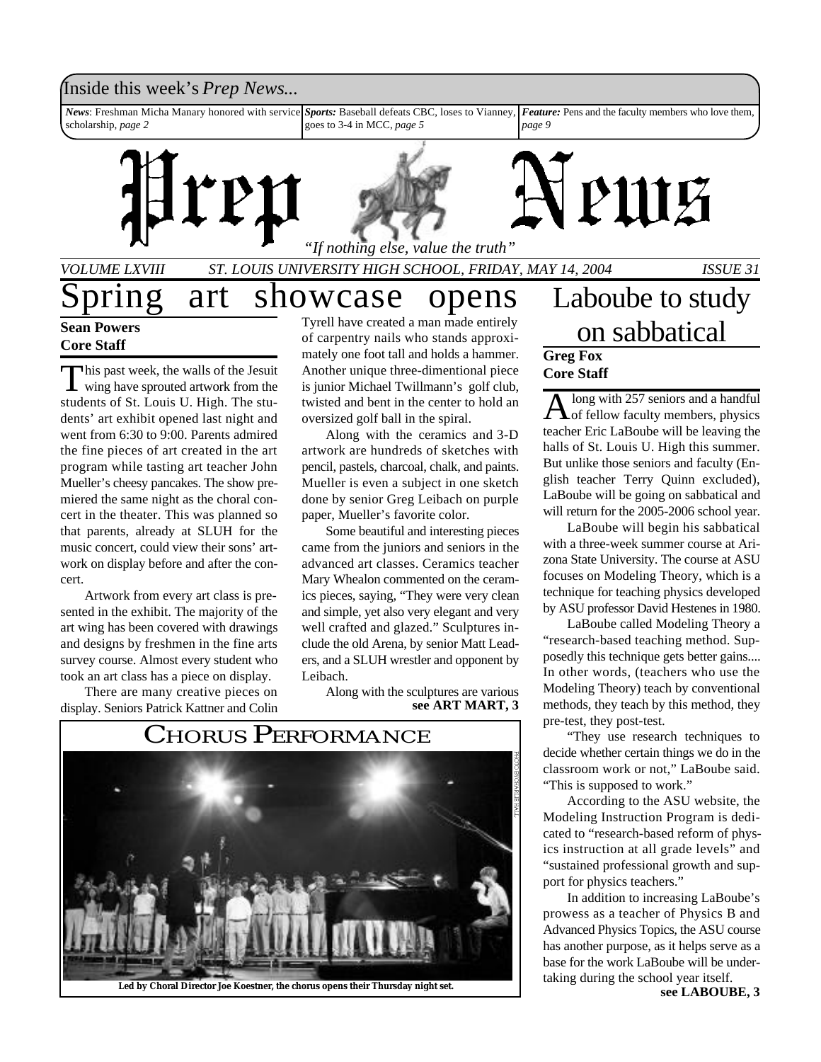Inside this week's *Prep News...*

***News***: Freshman Micha Manary honored with service scholarship, *page 2*

***Sports:*** Baseball defeats CBC, loses to Vianney, goes to 3-4 in MCC, *page 5*

***Feature:*** Pens and the faculty members who love them, *page 9*

# Prep News

*"If nothing else, value the truth"*

*VOLUME LXVIII* — *ST. LOUIS UNIVERSITY HIGH SCHOOL, FRIDAY, MAY 14, 2004* — *ISSUE 31*

# Spring art showcase opens

**Sean Powers**
**Core Staff**

This past week, the walls of the Jesuit wing have sprouted artwork from the students of St. Louis U. High. The students' art exhibit opened last night and went from 6:30 to 9:00. Parents admired the fine pieces of art created in the art program while tasting art teacher John Mueller's cheesy pancakes. The show premiered the same night as the choral concert in the theater. This was planned so that parents, already at SLUH for the music concert, could view their sons' artwork on display before and after the concert.

Artwork from every art class is presented in the exhibit. The majority of the art wing has been covered with drawings and designs by freshmen in the fine arts survey course. Almost every student who took an art class has a piece on display.

There are many creative pieces on display. Seniors Patrick Kattner and Colin Tyrell have created a man made entirely of carpentry nails who stands approximately one foot tall and holds a hammer. Another unique three-dimentional piece is junior Michael Twillmann's golf club, twisted and bent in the center to hold an oversized golf ball in the spiral.

Along with the ceramics and 3-D artwork are hundreds of sketches with pencil, pastels, charcoal, chalk, and paints. Mueller is even a subject in one sketch done by senior Greg Leibach on purple paper, Mueller's favorite color.

Some beautiful and interesting pieces came from the juniors and seniors in the advanced art classes. Ceramics teacher Mary Whealon commented on the ceramics pieces, saying, "They were very clean and simple, yet also very elegant and very well crafted and glazed." Sculptures include the old Arena, by senior Matt Leaders, and a SLUH wrestler and opponent by Leibach.

Along with the sculptures are various

**see ART MART, 3**

## CHORUS PERFORMANCE

PHOTO BY CHARLIE HALL

**Led by Choral Director Joe Koestner, the chorus opens their Thursday night set.**

# Laboube to study on sabbatical

**Greg Fox**
**Core Staff**

Along with 257 seniors and a handful of fellow faculty members, physics teacher Eric LaBoube will be leaving the halls of St. Louis U. High this summer. But unlike those seniors and faculty (English teacher Terry Quinn excluded), LaBoube will be going on sabbatical and will return for the 2005-2006 school year.

LaBoube will begin his sabbatical with a three-week summer course at Arizona State University. The course at ASU focuses on Modeling Theory, which is a technique for teaching physics developed by ASU professor David Hestenes in 1980.

LaBoube called Modeling Theory a "research-based teaching method. Supposedly this technique gets better gains.... In other words, (teachers who use the Modeling Theory) teach by conventional methods, they teach by this method, they pre-test, they post-test.

"They use research techniques to decide whether certain things we do in the classroom work or not," LaBoube said. "This is supposed to work."

According to the ASU website, the Modeling Instruction Program is dedicated to "research-based reform of physics instruction at all grade levels" and "sustained professional growth and support for physics teachers."

In addition to increasing LaBoube's prowess as a teacher of Physics B and Advanced Physics Topics, the ASU course has another purpose, as it helps serve as a base for the work LaBoube will be undertaking during the school year itself.

**see LABOUBE, 3**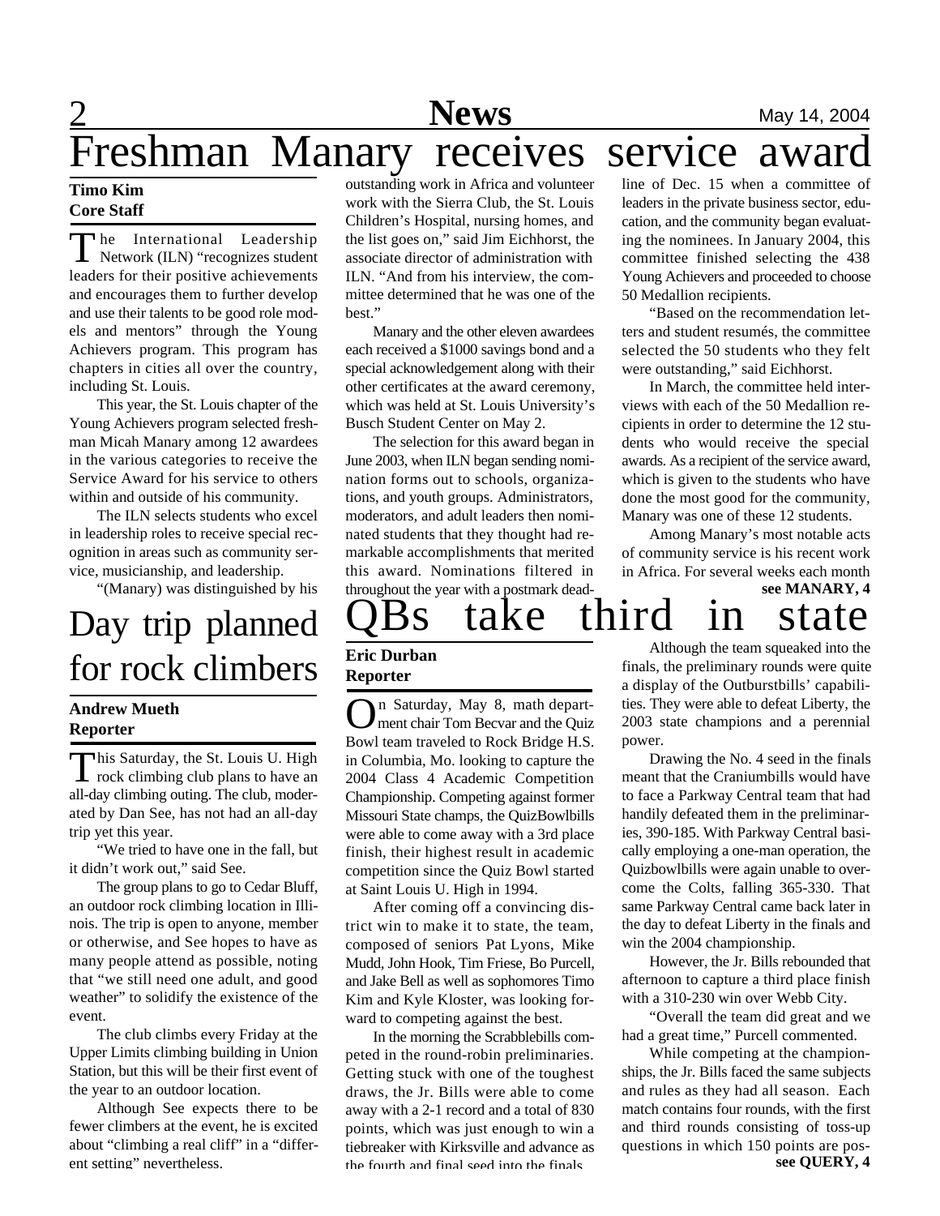# Freshman Manary receives service award

**Timo Kim**
**Core Staff**

The International Leadership Network (ILN) "recognizes student leaders for their positive achievements and encourages them to further develop and use their talents to be good role models and mentors" through the Young Achievers program. This program has chapters in cities all over the country, including St. Louis.

This year, the St. Louis chapter of the Young Achievers program selected freshman Micah Manary among 12 awardees in the various categories to receive the Service Award for his service to others within and outside of his community.

The ILN selects students who excel in leadership roles to receive special recognition in areas such as community service, musicianship, and leadership.

"(Manary) was distinguished by his outstanding work in Africa and volunteer work with the Sierra Club, the St. Louis Children's Hospital, nursing homes, and the list goes on," said Jim Eichhorst, the associate director of administration with ILN. "And from his interview, the committee determined that he was one of the best."

Manary and the other eleven awardees each received a $1000 savings bond and a special acknowledgement along with their other certificates at the award ceremony, which was held at St. Louis University's Busch Student Center on May 2.

The selection for this award began in June 2003, when ILN began sending nomination forms out to schools, organizations, and youth groups. Administrators, moderators, and adult leaders then nominated students that they thought had remarkable accomplishments that merited this award. Nominations filtered in throughout the year with a postmark deadline of Dec. 15 when a committee of leaders in the private business sector, education, and the community began evaluating the nominees. In January 2004, this committee finished selecting the 438 Young Achievers and proceeded to choose 50 Medallion recipients.

"Based on the recommendation letters and student resumés, the committee selected the 50 students who they felt were outstanding," said Eichhorst.

In March, the committee held interviews with each of the 50 Medallion recipients in order to determine the 12 students who would receive the special awards. As a recipient of the service award, which is given to the students who have done the most good for the community, Manary was one of these 12 students.

Among Manary's most notable acts of community service is his recent work in Africa. For several weeks each month

**see MANARY, 4**

# Day trip planned for rock climbers

**Andrew Mueth**
**Reporter**

This Saturday, the St. Louis U. High rock climbing club plans to have an all-day climbing outing. The club, moderated by Dan See, has not had an all-day trip yet this year.

"We tried to have one in the fall, but it didn't work out," said See.

The group plans to go to Cedar Bluff, an outdoor rock climbing location in Illinois. The trip is open to anyone, member or otherwise, and See hopes to have as many people attend as possible, noting that "we still need one adult, and good weather" to solidify the existence of the event.

The club climbs every Friday at the Upper Limits climbing building in Union Station, but this will be their first event of the year to an outdoor location.

Although See expects there to be fewer climbers at the event, he is excited about "climbing a real cliff" in a "different setting" nevertheless.

# QBs take third in state

**Eric Durban**
**Reporter**

On Saturday, May 8, math department chair Tom Becvar and the Quiz Bowl team traveled to Rock Bridge H.S. in Columbia, Mo. looking to capture the 2004 Class 4 Academic Competition Championship. Competing against former Missouri State champs, the QuizBowlbills were able to come away with a 3rd place finish, their highest result in academic competition since the Quiz Bowl started at Saint Louis U. High in 1994.

After coming off a convincing district win to make it to state, the team, composed of seniors Pat Lyons, Mike Mudd, John Hook, Tim Friese, Bo Purcell, and Jake Bell as well as sophomores Timo Kim and Kyle Kloster, was looking forward to competing against the best.

In the morning the Scrabblebills competed in the round-robin preliminaries. Getting stuck with one of the toughest draws, the Jr. Bills were able to come away with a 2-1 record and a total of 830 points, which was just enough to win a tiebreaker with Kirksville and advance as the fourth and final seed into the finals.

Although the team squeaked into the finals, the preliminary rounds were quite a display of the Outburstbills' capabilities. They were able to defeat Liberty, the 2003 state champions and a perennial power.

Drawing the No. 4 seed in the finals meant that the Craniumbills would have to face a Parkway Central team that had handily defeated them in the preliminaries, 390-185. With Parkway Central basically employing a one-man operation, the Quizbowlbills were again unable to overcome the Colts, falling 365-330. That same Parkway Central came back later in the day to defeat Liberty in the finals and win the 2004 championship.

However, the Jr. Bills rebounded that afternoon to capture a third place finish with a 310-230 win over Webb City.

"Overall the team did great and we had a great time," Purcell commented.

While competing at the championships, the Jr. Bills faced the same subjects and rules as they had all season. Each match contains four rounds, with the first and third rounds consisting of toss-up questions in which 150 points are pos-

**see QUERY, 4**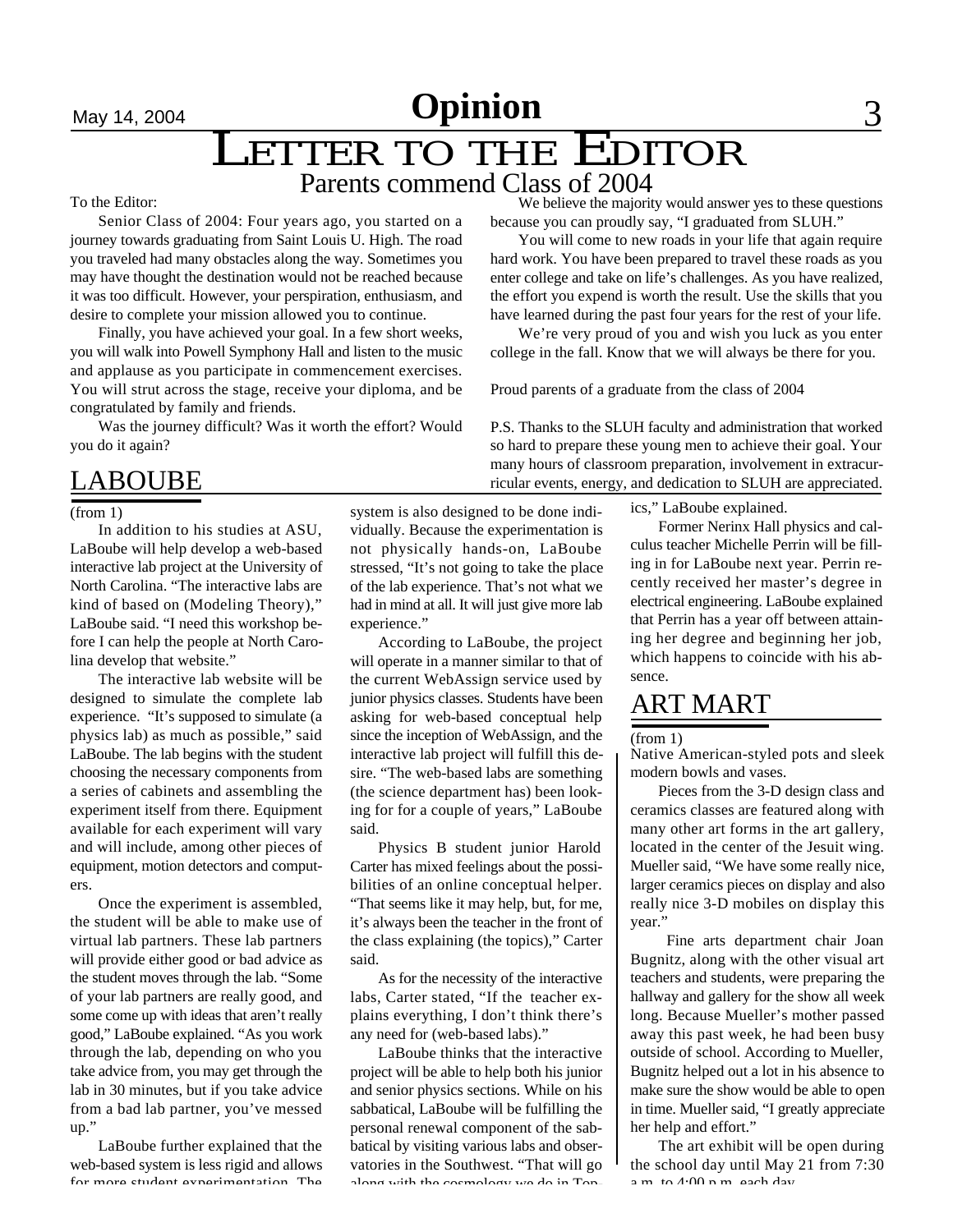# LETTER TO THE EDITOR

## Parents commend Class of 2004

To the Editor:

Senior Class of 2004: Four years ago, you started on a journey towards graduating from Saint Louis U. High. The road you traveled had many obstacles along the way. Sometimes you may have thought the destination would not be reached because it was too difficult. However, your perspiration, enthusiasm, and desire to complete your mission allowed you to continue.

Finally, you have achieved your goal. In a few short weeks, you will walk into Powell Symphony Hall and listen to the music and applause as you participate in commencement exercises. You will strut across the stage, receive your diploma, and be congratulated by family and friends.

Was the journey difficult? Was it worth the effort? Would you do it again?

We believe the majority would answer yes to these questions because you can proudly say, "I graduated from SLUH."

You will come to new roads in your life that again require hard work. You have been prepared to travel these roads as you enter college and take on life's challenges. As you have realized, the effort you expend is worth the result. Use the skills that you have learned during the past four years for the rest of your life.

We're very proud of you and wish you luck as you enter college in the fall. Know that we will always be there for you.

Proud parents of a graduate from the class of 2004

P.S. Thanks to the SLUH faculty and administration that worked so hard to prepare these young men to achieve their goal. Your many hours of classroom preparation, involvement in extracurricular events, energy, and dedication to SLUH are appreciated.

## LABOUBE

(from 1)

In addition to his studies at ASU, LaBoube will help develop a web-based interactive lab project at the University of North Carolina. "The interactive labs are kind of based on (Modeling Theory)," LaBoube said. "I need this workshop before I can help the people at North Carolina develop that website."

The interactive lab website will be designed to simulate the complete lab experience. "It's supposed to simulate (a physics lab) as much as possible," said LaBoube. The lab begins with the student choosing the necessary components from a series of cabinets and assembling the experiment itself from there. Equipment available for each experiment will vary and will include, among other pieces of equipment, motion detectors and computers.

Once the experiment is assembled, the student will be able to make use of virtual lab partners. These lab partners will provide either good or bad advice as the student moves through the lab. "Some of your lab partners are really good, and some come up with ideas that aren't really good," LaBoube explained. "As you work through the lab, depending on who you take advice from, you may get through the lab in 30 minutes, but if you take advice from a bad lab partner, you've messed up."

LaBoube further explained that the web-based system is less rigid and allows for more student experimentation. The system is also designed to be done individually. Because the experimentation is not physically hands-on, LaBoube stressed, "It's not going to take the place of the lab experience. That's not what we had in mind at all. It will just give more lab experience."

According to LaBoube, the project will operate in a manner similar to that of the current WebAssign service used by junior physics classes. Students have been asking for web-based conceptual help since the inception of WebAssign, and the interactive lab project will fulfill this desire. "The web-based labs are something (the science department has) been looking for for a couple of years," LaBoube said.

Physics B student junior Harold Carter has mixed feelings about the possibilities of an online conceptual helper. "That seems like it may help, but, for me, it's always been the teacher in the front of the class explaining (the topics)," Carter said.

As for the necessity of the interactive labs, Carter stated, "If the teacher explains everything, I don't think there's any need for (web-based labs)."

LaBoube thinks that the interactive project will be able to help both his junior and senior physics sections. While on his sabbatical, LaBoube will be fulfilling the personal renewal component of the sabbatical by visiting various labs and observatories in the Southwest. "That will go along with the cosmology we do in Topics," LaBoube explained.

Former Nerinx Hall physics and calculus teacher Michelle Perrin will be filling in for LaBoube next year. Perrin recently received her master's degree in electrical engineering. LaBoube explained that Perrin has a year off between attaining her degree and beginning her job, which happens to coincide with his absence.

## ART MART

(from 1)

Native American-styled pots and sleek modern bowls and vases.

Pieces from the 3-D design class and ceramics classes are featured along with many other art forms in the art gallery, located in the center of the Jesuit wing. Mueller said, "We have some really nice, larger ceramics pieces on display and also really nice 3-D mobiles on display this year."

Fine arts department chair Joan Bugnitz, along with the other visual art teachers and students, were preparing the hallway and gallery for the show all week long. Because Mueller's mother passed away this past week, he had been busy outside of school. According to Mueller, Bugnitz helped out a lot in his absence to make sure the show would be able to open in time. Mueller said, "I greatly appreciate her help and effort."

The art exhibit will be open during the school day until May 21 from 7:30 a.m. to 4:00 p.m. each day.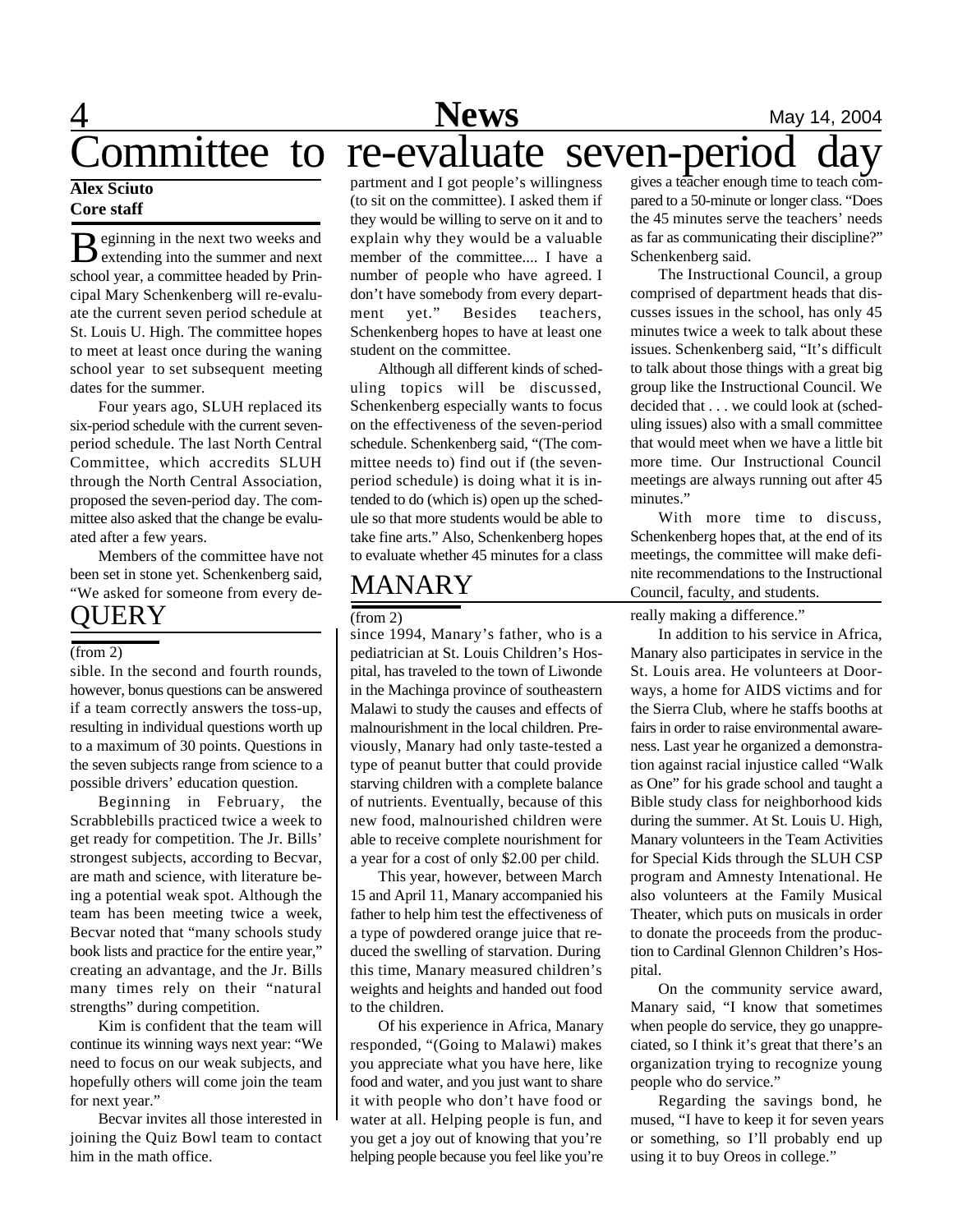# Committee to re-evaluate seven-period day

**Alex Sciuto**
**Core staff**

Beginning in the next two weeks and extending into the summer and next school year, a committee headed by Principal Mary Schenkenberg will re-evaluate the current seven period schedule at St. Louis U. High. The committee hopes to meet at least once during the waning school year to set subsequent meeting dates for the summer.

Four years ago, SLUH replaced its six-period schedule with the current seven-period schedule. The last North Central Committee, which accredits SLUH through the North Central Association, proposed the seven-period day. The committee also asked that the change be evaluated after a few years.

Members of the committee have not been set in stone yet. Schenkenberg said, "We asked for someone from every department and I got people's willingness (to sit on the committee). I asked them if they would be willing to serve on it and to explain why they would be a valuable member of the committee.... I have a number of people who have agreed. I don't have somebody from every department yet." Besides teachers, Schenkenberg hopes to have at least one student on the committee.

Although all different kinds of scheduling topics will be discussed, Schenkenberg especially wants to focus on the effectiveness of the seven-period schedule. Schenkenberg said, "(The committee needs to) find out if (the seven-period schedule) is doing what it is intended to do (which is) open up the schedule so that more students would be able to take fine arts." Also, Schenkenberg hopes to evaluate whether 45 minutes for a class gives a teacher enough time to teach compared to a 50-minute or longer class. "Does the 45 minutes serve the teachers' needs as far as communicating their discipline?" Schenkenberg said.

The Instructional Council, a group comprised of department heads that discusses issues in the school, has only 45 minutes twice a week to talk about these issues. Schenkenberg said, "It's difficult to talk about those things with a great big group like the Instructional Council. We decided that . . . we could look at (scheduling issues) also with a small committee that would meet when we have a little bit more time. Our Instructional Council meetings are always running out after 45 minutes."

With more time to discuss, Schenkenberg hopes that, at the end of its meetings, the committee will make definite recommendations to the Instructional Council, faculty, and students.

## QUERY

(from 2)

sible. In the second and fourth rounds, however, bonus questions can be answered if a team correctly answers the toss-up, resulting in individual questions worth up to a maximum of 30 points. Questions in the seven subjects range from science to a possible drivers' education question.

Beginning in February, the Scrabblebills practiced twice a week to get ready for competition. The Jr. Bills' strongest subjects, according to Becvar, are math and science, with literature being a potential weak spot. Although the team has been meeting twice a week, Becvar noted that "many schools study book lists and practice for the entire year," creating an advantage, and the Jr. Bills many times rely on their "natural strengths" during competition.

Kim is confident that the team will continue its winning ways next year: "We need to focus on our weak subjects, and hopefully others will come join the team for next year."

Becvar invites all those interested in joining the Quiz Bowl team to contact him in the math office.

## MANARY

(from 2)

since 1994, Manary's father, who is a pediatrician at St. Louis Children's Hospital, has traveled to the town of Liwonde in the Machinga province of southeastern Malawi to study the causes and effects of malnourishment in the local children. Previously, Manary had only taste-tested a type of peanut butter that could provide starving children with a complete balance of nutrients. Eventually, because of this new food, malnourished children were able to receive complete nourishment for a year for a cost of only $2.00 per child.

This year, however, between March 15 and April 11, Manary accompanied his father to help him test the effectiveness of a type of powdered orange juice that reduced the swelling of starvation. During this time, Manary measured children's weights and heights and handed out food to the children.

Of his experience in Africa, Manary responded, "(Going to Malawi) makes you appreciate what you have here, like food and water, and you just want to share it with people who don't have food or water at all. Helping people is fun, and you get a joy out of knowing that you're helping people because you feel like you're really making a difference."

In addition to his service in Africa, Manary also participates in service in the St. Louis area. He volunteers at Doorways, a home for AIDS victims and for the Sierra Club, where he staffs booths at fairs in order to raise environmental awareness. Last year he organized a demonstration against racial injustice called "Walk as One" for his grade school and taught a Bible study class for neighborhood kids during the summer. At St. Louis U. High, Manary volunteers in the Team Activities for Special Kids through the SLUH CSP program and Amnesty Intenational. He also volunteers at the Family Musical Theater, which puts on musicals in order to donate the proceeds from the production to Cardinal Glennon Children's Hospital.

On the community service award, Manary said, "I know that sometimes when people do service, they go unappreciated, so I think it's great that there's an organization trying to recognize young people who do service."

Regarding the savings bond, he mused, "I have to keep it for seven years or something, so I'll probably end up using it to buy Oreos in college."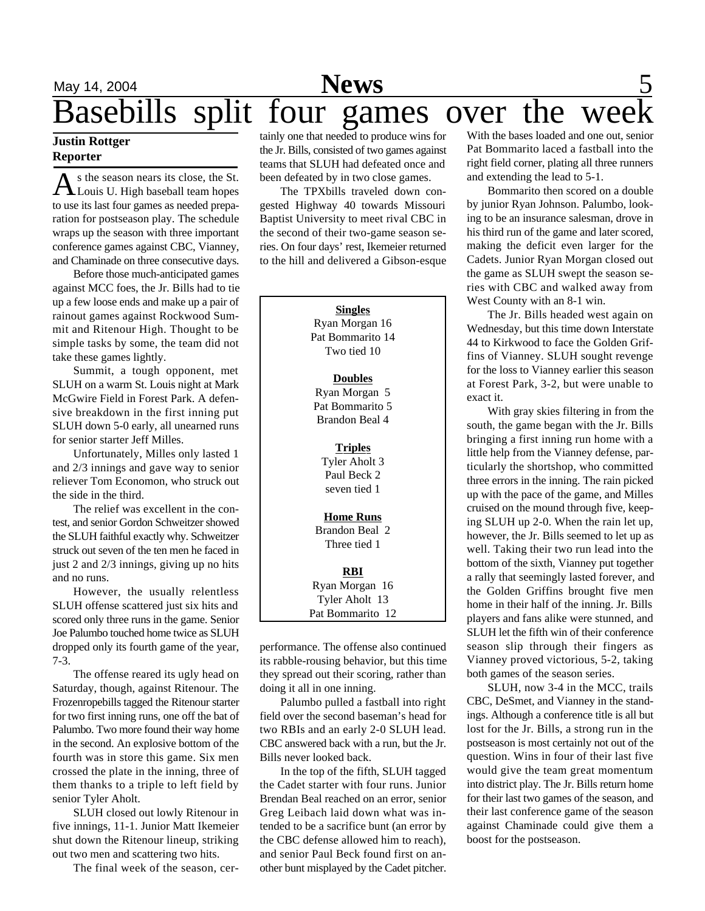# Basebills split four games over the week

**Justin Rottger**
**Reporter**

As the season nears its close, the St. Louis U. High baseball team hopes to use its last four games as needed preparation for postseason play. The schedule wraps up the season with three important conference games against CBC, Vianney, and Chaminade on three consecutive days.

Before those much-anticipated games against MCC foes, the Jr. Bills had to tie up a few loose ends and make up a pair of rainout games against Rockwood Summit and Ritenour High. Thought to be simple tasks by some, the team did not take these games lightly.

Summit, a tough opponent, met SLUH on a warm St. Louis night at Mark McGwire Field in Forest Park. A defensive breakdown in the first inning put SLUH down 5-0 early, all unearned runs for senior starter Jeff Milles.

Unfortunately, Milles only lasted 1 and 2/3 innings and gave way to senior reliever Tom Economon, who struck out the side in the third.

The relief was excellent in the contest, and senior Gordon Schweitzer showed the SLUH faithful exactly why. Schweitzer struck out seven of the ten men he faced in just 2 and 2/3 innings, giving up no hits and no runs.

However, the usually relentless SLUH offense scattered just six hits and scored only three runs in the game. Senior Joe Palumbo touched home twice as SLUH dropped only its fourth game of the year, 7-3.

The offense reared its ugly head on Saturday, though, against Ritenour. The Frozenropebills tagged the Ritenour starter for two first inning runs, one off the bat of Palumbo. Two more found their way home in the second. An explosive bottom of the fourth was in store this game. Six men crossed the plate in the inning, three of them thanks to a triple to left field by senior Tyler Aholt.

SLUH closed out lowly Ritenour in five innings, 11-1. Junior Matt Ikemeier shut down the Ritenour lineup, striking out two men and scattering two hits.

The final week of the season, certainly one that needed to produce wins for the Jr. Bills, consisted of two games against teams that SLUH had defeated once and been defeated by in two close games.

The TPXbills traveled down congested Highway 40 towards Missouri Baptist University to meet rival CBC in the second of their two-game season series. On four days' rest, Ikemeier returned to the hill and delivered a Gibson-esque performance. The offense also continued its rabble-rousing behavior, but this time they spread out their scoring, rather than doing it all in one inning.

Palumbo pulled a fastball into right field over the second baseman's head for two RBIs and an early 2-0 SLUH lead. CBC answered back with a run, but the Jr. Bills never looked back.

In the top of the fifth, SLUH tagged the Cadet starter with four runs. Junior Brendan Beal reached on an error, senior Greg Leibach laid down what was intended to be a sacrifice bunt (an error by the CBC defense allowed him to reach), and senior Paul Beck found first on another bunt misplayed by the Cadet pitcher. With the bases loaded and one out, senior Pat Bommarito laced a fastball into the right field corner, plating all three runners and extending the lead to 5-1.

Bommarito then scored on a double by junior Ryan Johnson. Palumbo, looking to be an insurance salesman, drove in his third run of the game and later scored, making the deficit even larger for the Cadets. Junior Ryan Morgan closed out the game as SLUH swept the season series with CBC and walked away from West County with an 8-1 win.

The Jr. Bills headed west again on Wednesday, but this time down Interstate 44 to Kirkwood to face the Golden Griffins of Vianney. SLUH sought revenge for the loss to Vianney earlier this season at Forest Park, 3-2, but were unable to exact it.

With gray skies filtering in from the south, the game began with the Jr. Bills bringing a first inning run home with a little help from the Vianney defense, particularly the shortshop, who committed three errors in the inning. The rain picked up with the pace of the game, and Milles cruised on the mound through five, keeping SLUH up 2-0. When the rain let up, however, the Jr. Bills seemed to let up as well. Taking their two run lead into the bottom of the sixth, Vianney put together a rally that seemingly lasted forever, and the Golden Griffins brought five men home in their half of the inning. Jr. Bills players and fans alike were stunned, and SLUH let the fifth win of their conference season slip through their fingers as Vianney proved victorious, 5-2, taking both games of the season series.

SLUH, now 3-4 in the MCC, trails CBC, DeSmet, and Vianney in the standings. Although a conference title is all but lost for the Jr. Bills, a strong run in the postseason is most certainly not out of the question. Wins in four of their last five would give the team great momentum into district play. The Jr. Bills return home for their last two games of the season, and their last conference game of the season against Chaminade could give them a boost for the postseason.

---

**Singles**
Ryan Morgan 16
Pat Bommarito 14
Two tied 10

**Doubles**
Ryan Morgan 5
Pat Bommarito 5
Brandon Beal 4

**Triples**
Tyler Aholt 3
Paul Beck 2
seven tied 1

**Home Runs**
Brandon Beal 2
Three tied 1

**RBI**
Ryan Morgan 16
Tyler Aholt 13
Pat Bommarito 12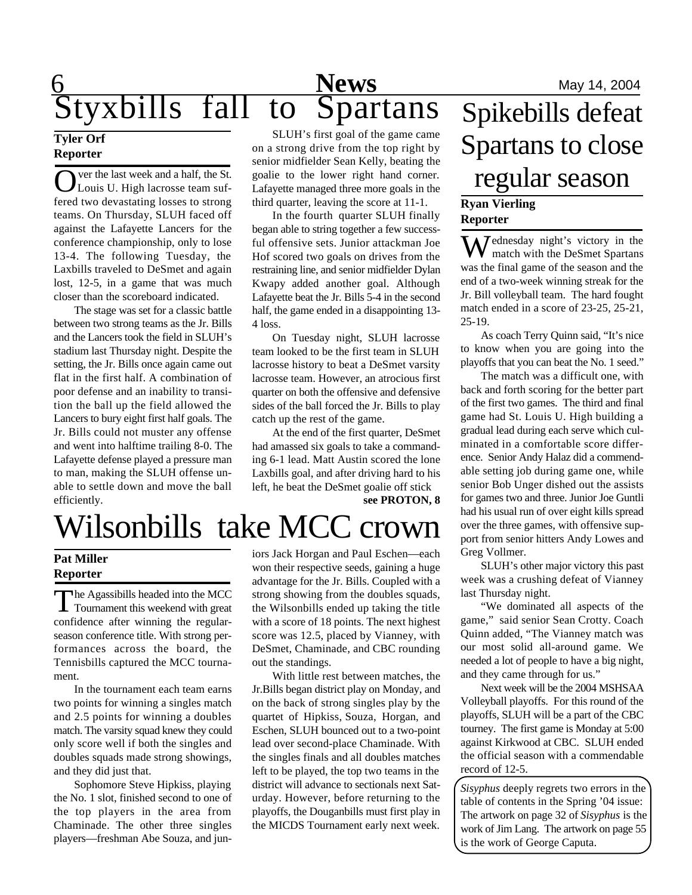# Styxbills fall to Spartans

**Tyler Orf**
**Reporter**

Over the last week and a half, the St. Louis U. High lacrosse team suffered two devastating losses to strong teams. On Thursday, SLUH faced off against the Lafayette Lancers for the conference championship, only to lose 13-4. The following Tuesday, the Laxbills traveled to DeSmet and again lost, 12-5, in a game that was much closer than the scoreboard indicated.

The stage was set for a classic battle between two strong teams as the Jr. Bills and the Lancers took the field in SLUH's stadium last Thursday night. Despite the setting, the Jr. Bills once again came out flat in the first half. A combination of poor defense and an inability to transition the ball up the field allowed the Lancers to bury eight first half goals. The Jr. Bills could not muster any offense and went into halftime trailing 8-0. The Lafayette defense played a pressure man to man, making the SLUH offense unable to settle down and move the ball efficiently.

SLUH's first goal of the game came on a strong drive from the top right by senior midfielder Sean Kelly, beating the goalie to the lower right hand corner. Lafayette managed three more goals in the third quarter, leaving the score at 11-1.

In the fourth quarter SLUH finally began able to string together a few successful offensive sets. Junior attackman Joe Hof scored two goals on drives from the restraining line, and senior midfielder Dylan Kwapy added another goal. Although Lafayette beat the Jr. Bills 5-4 in the second half, the game ended in a disappointing 13-4 loss.

On Tuesday night, SLUH lacrosse team looked to be the first team in SLUH lacrosse history to beat a DeSmet varsity lacrosse team. However, an atrocious first quarter on both the offensive and defensive sides of the ball forced the Jr. Bills to play catch up the rest of the game.

At the end of the first quarter, DeSmet had amassed six goals to take a commanding 6-1 lead. Matt Austin scored the lone Laxbills goal, and after driving hard to his left, he beat the DeSmet goalie off stick

**see PROTON, 8**

# Wilsonbills take MCC crown

**Pat Miller**
**Reporter**

The Agassibills headed into the MCC Tournament this weekend with great confidence after winning the regular-season conference title. With strong performances across the board, the Tennisbills captured the MCC tournament.

In the tournament each team earns two points for winning a singles match and 2.5 points for winning a doubles match. The varsity squad knew they could only score well if both the singles and doubles squads made strong showings, and they did just that.

Sophomore Steve Hipkiss, playing the No. 1 slot, finished second to one of the top players in the area from Chaminade. The other three singles players—freshman Abe Souza, and juniors Jack Horgan and Paul Eschen—each won their respective seeds, gaining a huge advantage for the Jr. Bills. Coupled with a strong showing from the doubles squads, the Wilsonbills ended up taking the title with a score of 18 points. The next highest score was 12.5, placed by Vianney, with DeSmet, Chaminade, and CBC rounding out the standings.

With little rest between matches, the Jr.Bills began district play on Monday, and on the back of strong singles play by the quartet of Hipkiss, Souza, Horgan, and Eschen, SLUH bounced out to a two-point lead over second-place Chaminade. With the singles finals and all doubles matches left to be played, the top two teams in the district will advance to sectionals next Saturday. However, before returning to the playoffs, the Douganbills must first play in the MICDS Tournament early next week.

# Spikebills defeat Spartans to close regular season

**Ryan Vierling**
**Reporter**

Wednesday night's victory in the match with the DeSmet Spartans was the final game of the season and the end of a two-week winning streak for the Jr. Bill volleyball team. The hard fought match ended in a score of 23-25, 25-21, 25-19.

As coach Terry Quinn said, "It's nice to know when you are going into the playoffs that you can beat the No. 1 seed."

The match was a difficult one, with back and forth scoring for the better part of the first two games. The third and final game had St. Louis U. High building a gradual lead during each serve which culminated in a comfortable score difference. Senior Andy Halaz did a commendable setting job during game one, while senior Bob Unger dished out the assists for games two and three. Junior Joe Guntli had his usual run of over eight kills spread over the three games, with offensive support from senior hitters Andy Lowes and Greg Vollmer.

SLUH's other major victory this past week was a crushing defeat of Vianney last Thursday night.

"We dominated all aspects of the game," said senior Sean Crotty. Coach Quinn added, "The Vianney match was our most solid all-around game. We needed a lot of people to have a big night, and they came through for us."

Next week will be the 2004 MSHSAA Volleyball playoffs. For this round of the playoffs, SLUH will be a part of the CBC tourney. The first game is Monday at 5:00 against Kirkwood at CBC. SLUH ended the official season with a commendable record of 12-5.

*Sisyphus* deeply regrets two errors in the table of contents in the Spring '04 issue: The artwork on page 32 of *Sisyphus* is the work of Jim Lang. The artwork on page 55 is the work of George Caputa.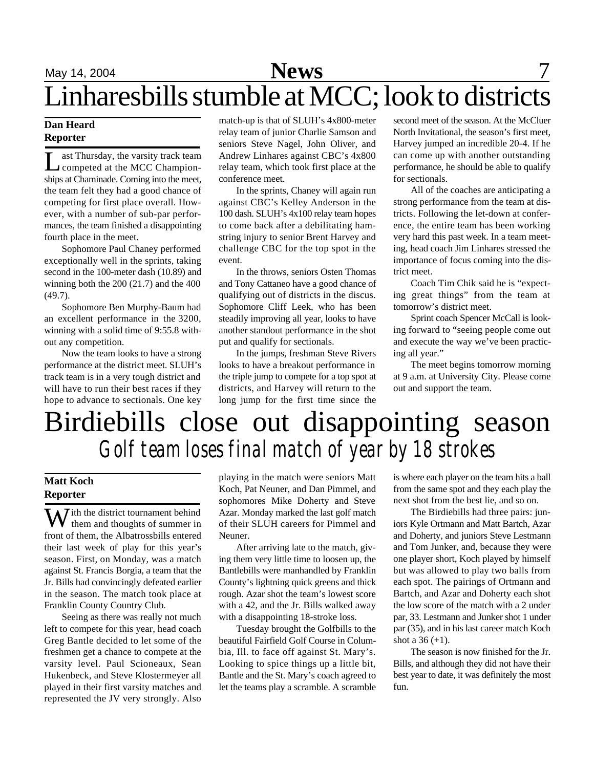# Linharesbills stumble at MCC; look to districts

**Dan Heard**
**Reporter**

Last Thursday, the varsity track team competed at the MCC Championships at Chaminade. Coming into the meet, the team felt they had a good chance of competing for first place overall. However, with a number of sub-par performances, the team finished a disappointing fourth place in the meet.

Sophomore Paul Chaney performed exceptionally well in the sprints, taking second in the 100-meter dash (10.89) and winning both the 200 (21.7) and the 400 (49.7).

Sophomore Ben Murphy-Baum had an excellent performance in the 3200, winning with a solid time of 9:55.8 without any competition.

Now the team looks to have a strong performance at the district meet. SLUH's track team is in a very tough district and will have to run their best races if they hope to advance to sectionals. One key match-up is that of SLUH's 4x800-meter relay team of junior Charlie Samson and seniors Steve Nagel, John Oliver, and Andrew Linhares against CBC's 4x800 relay team, which took first place at the conference meet.

In the sprints, Chaney will again run against CBC's Kelley Anderson in the 100 dash. SLUH's 4x100 relay team hopes to come back after a debilitating hamstring injury to senior Brent Harvey and challenge CBC for the top spot in the event.

In the throws, seniors Osten Thomas and Tony Cattaneo have a good chance of qualifying out of districts in the discus. Sophomore Cliff Leek, who has been steadily improving all year, looks to have another standout performance in the shot put and qualify for sectionals.

In the jumps, freshman Steve Rivers looks to have a breakout performance in the triple jump to compete for a top spot at districts, and Harvey will return to the long jump for the first time since the second meet of the season. At the McCluer North Invitational, the season's first meet, Harvey jumped an incredible 20-4. If he can come up with another outstanding performance, he should be able to qualify for sectionals.

All of the coaches are anticipating a strong performance from the team at districts. Following the let-down at conference, the entire team has been working very hard this past week. In a team meeting, head coach Jim Linhares stressed the importance of focus coming into the district meet.

Coach Tim Chik said he is "expecting great things" from the team at tomorrow's district meet.

Sprint coach Spencer McCall is looking forward to "seeing people come out and execute the way we've been practicing all year."

The meet begins tomorrow morning at 9 a.m. at University City. Please come out and support the team.

# Birdiebills close out disappointing season

## *Golf team loses final match of year by 18 strokes*

**Matt Koch**
**Reporter**

With the district tournament behind them and thoughts of summer in front of them, the Albatrossbills entered their last week of play for this year's season. First, on Monday, was a match against St. Francis Borgia, a team that the Jr. Bills had convincingly defeated earlier in the season. The match took place at Franklin County Country Club.

Seeing as there was really not much left to compete for this year, head coach Greg Bantle decided to let some of the freshmen get a chance to compete at the varsity level. Paul Scioneaux, Sean Hukenbeck, and Steve Klostermeyer all played in their first varsity matches and represented the JV very strongly. Also playing in the match were seniors Matt Koch, Pat Neuner, and Dan Pimmel, and sophomores Mike Doherty and Steve Azar. Monday marked the last golf match of their SLUH careers for Pimmel and Neuner.

After arriving late to the match, giving them very little time to loosen up, the Bantlebills were manhandled by Franklin County's lightning quick greens and thick rough. Azar shot the team's lowest score with a 42, and the Jr. Bills walked away with a disappointing 18-stroke loss.

Tuesday brought the Golfbills to the beautiful Fairfield Golf Course in Columbia, Ill. to face off against St. Mary's. Looking to spice things up a little bit, Bantle and the St. Mary's coach agreed to let the teams play a scramble. A scramble is where each player on the team hits a ball from the same spot and they each play the next shot from the best lie, and so on.

The Birdiebills had three pairs: juniors Kyle Ortmann and Matt Bartch, Azar and Doherty, and juniors Steve Lestmann and Tom Junker, and, because they were one player short, Koch played by himself but was allowed to play two balls from each spot. The pairings of Ortmann and Bartch, and Azar and Doherty each shot the low score of the match with a 2 under par, 33. Lestmann and Junker shot 1 under par (35), and in his last career match Koch shot a 36 (+1).

The season is now finished for the Jr. Bills, and although they did not have their best year to date, it was definitely the most fun.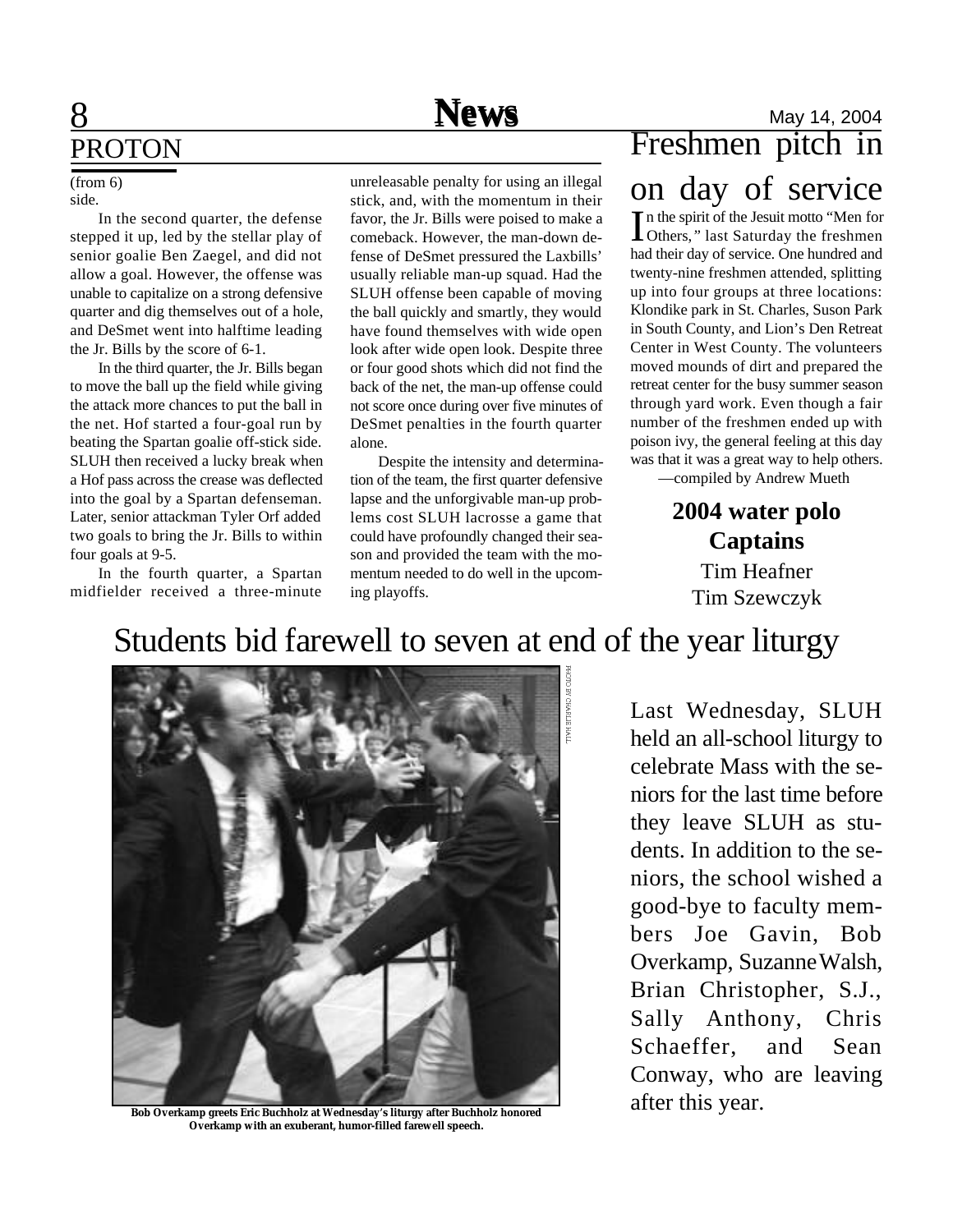## PROTON

(from 6)

side.

In the second quarter, the defense stepped it up, led by the stellar play of senior goalie Ben Zaegel, and did not allow a goal. However, the offense was unable to capitalize on a strong defensive quarter and dig themselves out of a hole, and DeSmet went into halftime leading the Jr. Bills by the score of 6-1.

In the third quarter, the Jr. Bills began to move the ball up the field while giving the attack more chances to put the ball in the net. Hof started a four-goal run by beating the Spartan goalie off-stick side. SLUH then received a lucky break when a Hof pass across the crease was deflected into the goal by a Spartan defenseman. Later, senior attackman Tyler Orf added two goals to bring the Jr. Bills to within four goals at 9-5.

In the fourth quarter, a Spartan midfielder received a three-minute unreleasable penalty for using an illegal stick, and, with the momentum in their favor, the Jr. Bills were poised to make a comeback. However, the man-down defense of DeSmet pressured the Laxbills' usually reliable man-up squad. Had the SLUH offense been capable of moving the ball quickly and smartly, they would have found themselves with wide open look after wide open look. Despite three or four good shots which did not find the back of the net, the man-up offense could not score once during over five minutes of DeSmet penalties in the fourth quarter alone.

Despite the intensity and determination of the team, the first quarter defensive lapse and the unforgivable man-up problems cost SLUH lacrosse a game that could have profoundly changed their season and provided the team with the momentum needed to do well in the upcoming playoffs.

# Freshmen pitch in on day of service

In the spirit of the Jesuit motto "Men for Others," last Saturday the freshmen had their day of service. One hundred and twenty-nine freshmen attended, splitting up into four groups at three locations: Klondike park in St. Charles, Suson Park in South County, and Lion's Den Retreat Center in West County. The volunteers moved mounds of dirt and prepared the retreat center for the busy summer season through yard work. Even though a fair number of the freshmen ended up with poison ivy, the general feeling at this day was that it was a great way to help others.

—compiled by Andrew Mueth

**2004 water polo Captains**

Tim Heafner

Tim Szewczyk

# Students bid farewell to seven at end of the year liturgy

PHOTO BY CHARLIE HALL

**Bob Overkamp greets Eric Buchholz at Wednesday's liturgy after Buchholz honored Overkamp with an exuberant, humor-filled farewell speech.**

Last Wednesday, SLUH held an all-school liturgy to celebrate Mass with the seniors for the last time before they leave SLUH as students. In addition to the seniors, the school wished a good-bye to faculty members Joe Gavin, Bob Overkamp, Suzanne Walsh, Brian Christopher, S.J., Sally Anthony, Chris Schaeffer, and Sean Conway, who are leaving after this year.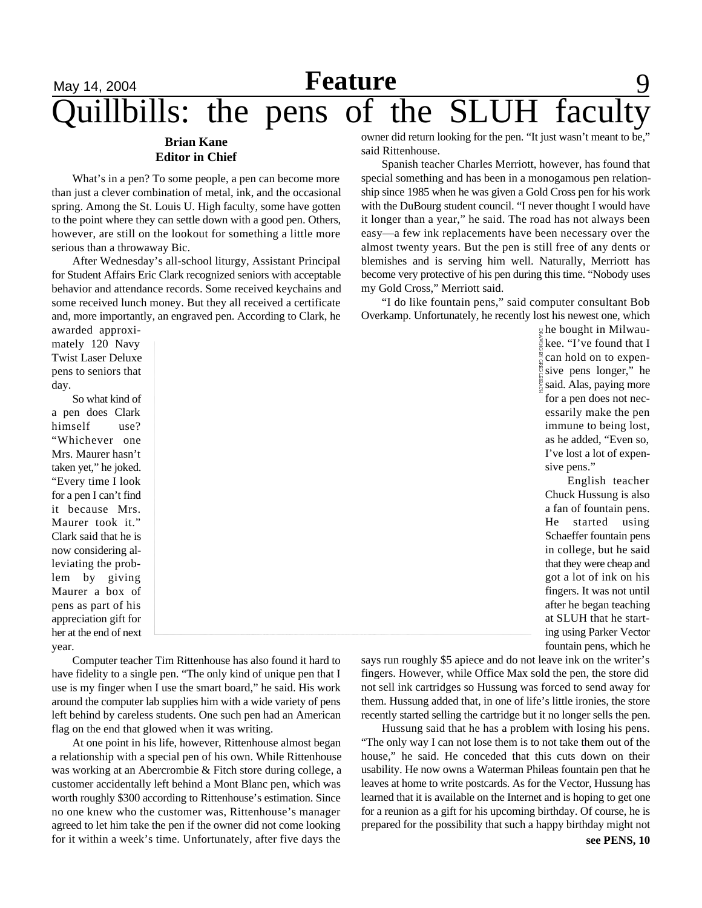# Quillbills: the pens of the SLUH faculty

**Brian Kane**
**Editor in Chief**

What's in a pen? To some people, a pen can become more than just a clever combination of metal, ink, and the occasional spring. Among the St. Louis U. High faculty, some have gotten to the point where they can settle down with a good pen. Others, however, are still on the lookout for something a little more serious than a throwaway Bic.

After Wednesday's all-school liturgy, Assistant Principal for Student Affairs Eric Clark recognized seniors with acceptable behavior and attendance records. Some received keychains and some received lunch money. But they all received a certificate and, more importantly, an engraved pen. According to Clark, he awarded approximately 120 Navy Twist Laser Deluxe pens to seniors that day.

So what kind of a pen does Clark himself use? "Whichever one Mrs. Maurer hasn't taken yet," he joked. "Every time I look for a pen I can't find it because Mrs. Maurer took it." Clark said that he is now considering alleviating the problem by giving Maurer a box of pens as part of his appreciation gift for her at the end of next year.

Computer teacher Tim Rittenhouse has also found it hard to have fidelity to a single pen. "The only kind of unique pen that I use is my finger when I use the smart board," he said. His work around the computer lab supplies him with a wide variety of pens left behind by careless students. One such pen had an American flag on the end that glowed when it was writing.

At one point in his life, however, Rittenhouse almost began a relationship with a special pen of his own. While Rittenhouse was working at an Abercrombie & Fitch store during college, a customer accidentally left behind a Mont Blanc pen, which was worth roughly $300 according to Rittenhouse's estimation. Since no one knew who the customer was, Rittenhouse's manager agreed to let him take the pen if the owner did not come looking for it within a week's time. Unfortunately, after five days the owner did return looking for the pen. "It just wasn't meant to be," said Rittenhouse.

Spanish teacher Charles Merriott, however, has found that special something and has been in a monogamous pen relationship since 1985 when he was given a Gold Cross pen for his work with the DuBourg student council. "I never thought I would have it longer than a year," he said. The road has not always been easy—a few ink replacements have been necessary over the almost twenty years. But the pen is still free of any dents or blemishes and is serving him well. Naturally, Merriott has become very protective of his pen during this time. "Nobody uses my Gold Cross," Merriott said.

"I do like fountain pens," said computer consultant Bob Overkamp. Unfortunately, he recently lost his newest one, which he bought in Milwaukee. "I've found that I can hold on to expensive pens longer," he said. Alas, paying more for a pen does not necessarily make the pen immune to being lost, as he added, "Even so, I've lost a lot of expensive pens."

DRAWING BY GREG LEIBACH

English teacher Chuck Hussung is also a fan of fountain pens. He started using Schaeffer fountain pens in college, but he said that they were cheap and got a lot of ink on his fingers. It was not until after he began teaching at SLUH that he starting using Parker Vector fountain pens, which he says run roughly $5 apiece and do not leave ink on the writer's fingers. However, while Office Max sold the pen, the store did not sell ink cartridges so Hussung was forced to send away for them. Hussung added that, in one of life's little ironies, the store recently started selling the cartridge but it no longer sells the pen.

Hussung said that he has a problem with losing his pens. "The only way I can not lose them is to not take them out of the house," he said. He conceded that this cuts down on their usability. He now owns a Waterman Phileas fountain pen that he leaves at home to write postcards. As for the Vector, Hussung has learned that it is available on the Internet and is hoping to get one for a reunion as a gift for his upcoming birthday. Of course, he is prepared for the possibility that such a happy birthday might not

**see PENS, 10**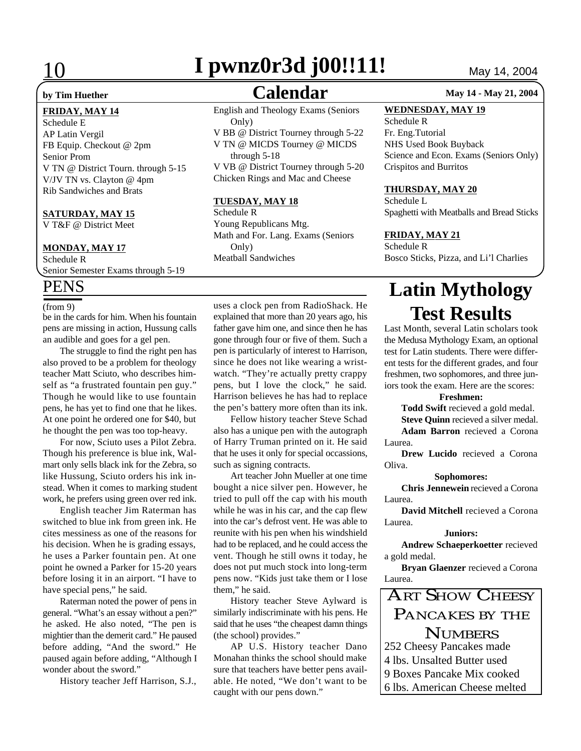# I pwnz0r3d j00!!11!

## Calendar

**by Tim Huether**

**May 14 - May 21, 2004**

**FRIDAY, MAY 14**
Schedule E
AP Latin Vergil
FB Equip. Checkout @ 2pm
Senior Prom
V TN @ District Tourn. through 5-15
V/JV TN vs. Clayton @ 4pm
Rib Sandwiches and Brats

**SATURDAY, MAY 15**
V T&F @ District Meet

**MONDAY, MAY 17**
Schedule R
Senior Semester Exams through 5-19
English and Theology Exams (Seniors Only)
V BB @ District Tourney through 5-22
V TN @ MICDS Tourney @ MICDS through 5-18
V VB @ District Tourney through 5-20
Chicken Rings and Mac and Cheese

**TUESDAY, MAY 18**
Schedule R
Young Republicans Mtg.
Math and For. Lang. Exams (Seniors Only)
Meatball Sandwiches

**WEDNESDAY, MAY 19**
Schedule R
Fr. Eng.Tutorial
NHS Used Book Buyback
Science and Econ. Exams (Seniors Only)
Crispitos and Burritos

**THURSDAY, MAY 20**
Schedule L
Spaghetti with Meatballs and Bread Sticks

**FRIDAY, MAY 21**
Schedule R
Bosco Sticks, Pizza, and Li'l Charlies

## PENS

(from 9)

be in the cards for him. When his fountain pens are missing in action, Hussung calls an audible and goes for a gel pen.

The struggle to find the right pen has also proved to be a problem for theology teacher Matt Sciuto, who describes himself as "a frustrated fountain pen guy." Though he would like to use fountain pens, he has yet to find one that he likes. At one point he ordered one for $40, but he thought the pen was too top-heavy.

For now, Sciuto uses a Pilot Zebra. Though his preference is blue ink, Walmart only sells black ink for the Zebra, so like Hussung, Sciuto orders his ink instead. When it comes to marking student work, he prefers using green over red ink.

English teacher Jim Raterman has switched to blue ink from green ink. He cites messiness as one of the reasons for his decision. When he is grading essays, he uses a Parker fountain pen. At one point he owned a Parker for 15-20 years before losing it in an airport. "I have to have special pens," he said.

Raterman noted the power of pens in general. "What's an essay without a pen?" he asked. He also noted, "The pen is mightier than the demerit card." He paused before adding, "And the sword." He paused again before adding, "Although I wonder about the sword."

History teacher Jeff Harrison, S.J., uses a clock pen from RadioShack. He explained that more than 20 years ago, his father gave him one, and since then he has gone through four or five of them. Such a pen is particularly of interest to Harrison, since he does not like wearing a wristwatch. "They're actually pretty crappy pens, but I love the clock," he said. Harrison believes he has had to replace the pen's battery more often than its ink.

Fellow history teacher Steve Schad also has a unique pen with the autograph of Harry Truman printed on it. He said that he uses it only for special occassions, such as signing contracts.

Art teacher John Mueller at one time bought a nice silver pen. However, he tried to pull off the cap with his mouth while he was in his car, and the cap flew into the car's defrost vent. He was able to reunite with his pen when his windshield had to be replaced, and he could access the vent. Though he still owns it today, he does not put much stock into long-term pens now. "Kids just take them or I lose them," he said.

History teacher Steve Aylward is similarly indiscriminate with his pens. He said that he uses "the cheapest damn things (the school) provides."

AP U.S. History teacher Dano Monahan thinks the school should make sure that teachers have better pens available. He noted, "We don't want to be caught with our pens down."

## Latin Mythology Test Results

Last Month, several Latin scholars took the Medusa Mythology Exam, an optional test for Latin students. There were different tests for the different grades, and four freshmen, two sophomores, and three juniors took the exam. Here are the scores:

**Freshmen:**

**Todd Swift** recieved a gold medal.

**Steve Quinn** recieved a silver medal.

**Adam Barron** recieved a Corona Laurea.

**Drew Lucido** recieved a Corona Oliva.

**Sophomores:**

**Chris Jennewein** recieved a Corona Laurea.

**David Mitchell** recieved a Corona Laurea.

**Juniors:**

**Andrew Schaeperkoetter** recieved a gold medal.

**Bryan Glaenzer** recieved a Corona Laurea.

## Art Show Cheesy Pancakes by the Numbers

252 Cheesy Pancakes made
4 lbs. Unsalted Butter used
9 Boxes Pancake Mix cooked
6 lbs. American Cheese melted